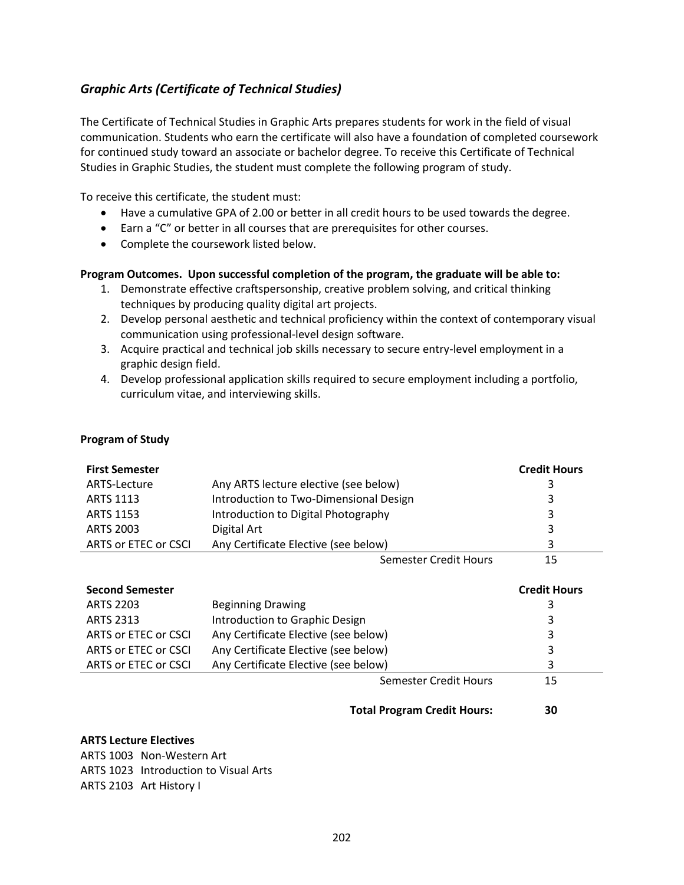## *Graphic Arts (Certificate of Technical Studies)*

The Certificate of Technical Studies in Graphic Arts prepares students for work in the field of visual communication. Students who earn the certificate will also have a foundation of completed coursework for continued study toward an associate or bachelor degree. To receive this Certificate of Technical Studies in Graphic Studies, the student must complete the following program of study.

To receive this certificate, the student must:

- Have a cumulative GPA of 2.00 or better in all credit hours to be used towards the degree.
- Earn a "C" or better in all courses that are prerequisites for other courses.
- Complete the coursework listed below.

**Program Outcomes. Upon successful completion of the program, the graduate will be able to:**

1. Demonstrate effective craftspersonship, creative problem solving, and critical thinking techniques by producing quality digital art projects.
2. Develop personal aesthetic and technical proficiency within the context of contemporary visual communication using professional-level design software.
3. Acquire practical and technical job skills necessary to secure entry-level employment in a graphic design field.
4. Develop professional application skills required to secure employment including a portfolio, curriculum vitae, and interviewing skills.

**Program of Study**

| **First Semester** | | **Credit Hours** |
|---|---|---|
| ARTS-Lecture | Any ARTS lecture elective (see below) | 3 |
| ARTS 1113 | Introduction to Two-Dimensional Design | 3 |
| ARTS 1153 | Introduction to Digital Photography | 3 |
| ARTS 2003 | Digital Art | 3 |
| ARTS or ETEC or CSCI | Any Certificate Elective (see below) | 3 |
| | Semester Credit Hours | 15 |

| **Second Semester** | | **Credit Hours** |
|---|---|---|
| ARTS 2203 | Beginning Drawing | 3 |
| ARTS 2313 | Introduction to Graphic Design | 3 |
| ARTS or ETEC or CSCI | Any Certificate Elective (see below) | 3 |
| ARTS or ETEC or CSCI | Any Certificate Elective (see below) | 3 |
| ARTS or ETEC or CSCI | Any Certificate Elective (see below) | 3 |
| | Semester Credit Hours | 15 |
| | **Total Program Credit Hours:** | **30** |

**ARTS Lecture Electives**

ARTS 1003 Non-Western Art
ARTS 1023 Introduction to Visual Arts
ARTS 2103 Art History I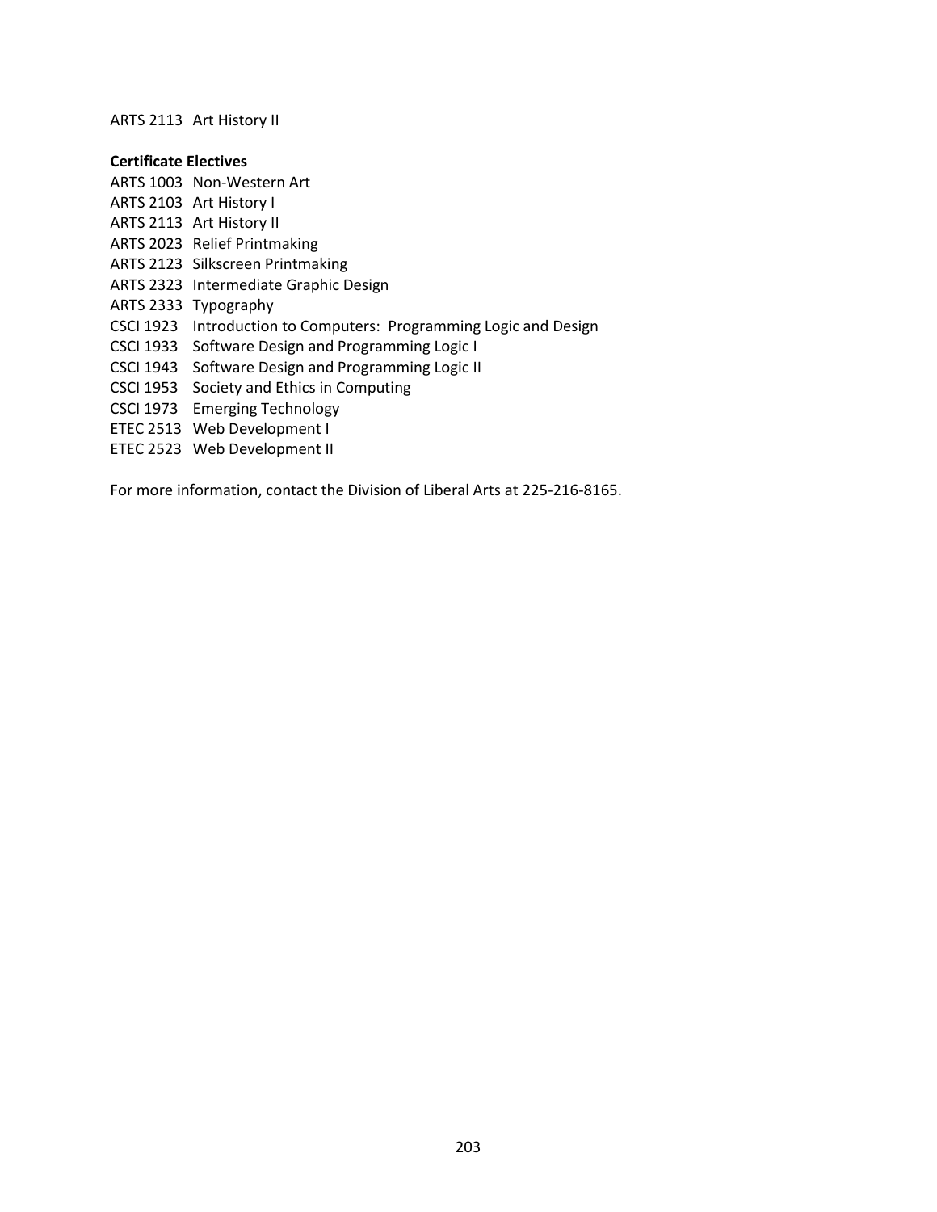ARTS 2113 Art History II

**Certificate Electives**

ARTS 1003 Non-Western Art
ARTS 2103 Art History I
ARTS 2113 Art History II
ARTS 2023 Relief Printmaking
ARTS 2123 Silkscreen Printmaking
ARTS 2323 Intermediate Graphic Design
ARTS 2333 Typography
CSCI 1923 Introduction to Computers: Programming Logic and Design
CSCI 1933 Software Design and Programming Logic I
CSCI 1943 Software Design and Programming Logic II
CSCI 1953 Society and Ethics in Computing
CSCI 1973 Emerging Technology
ETEC 2513 Web Development I
ETEC 2523 Web Development II

For more information, contact the Division of Liberal Arts at 225-216-8165.